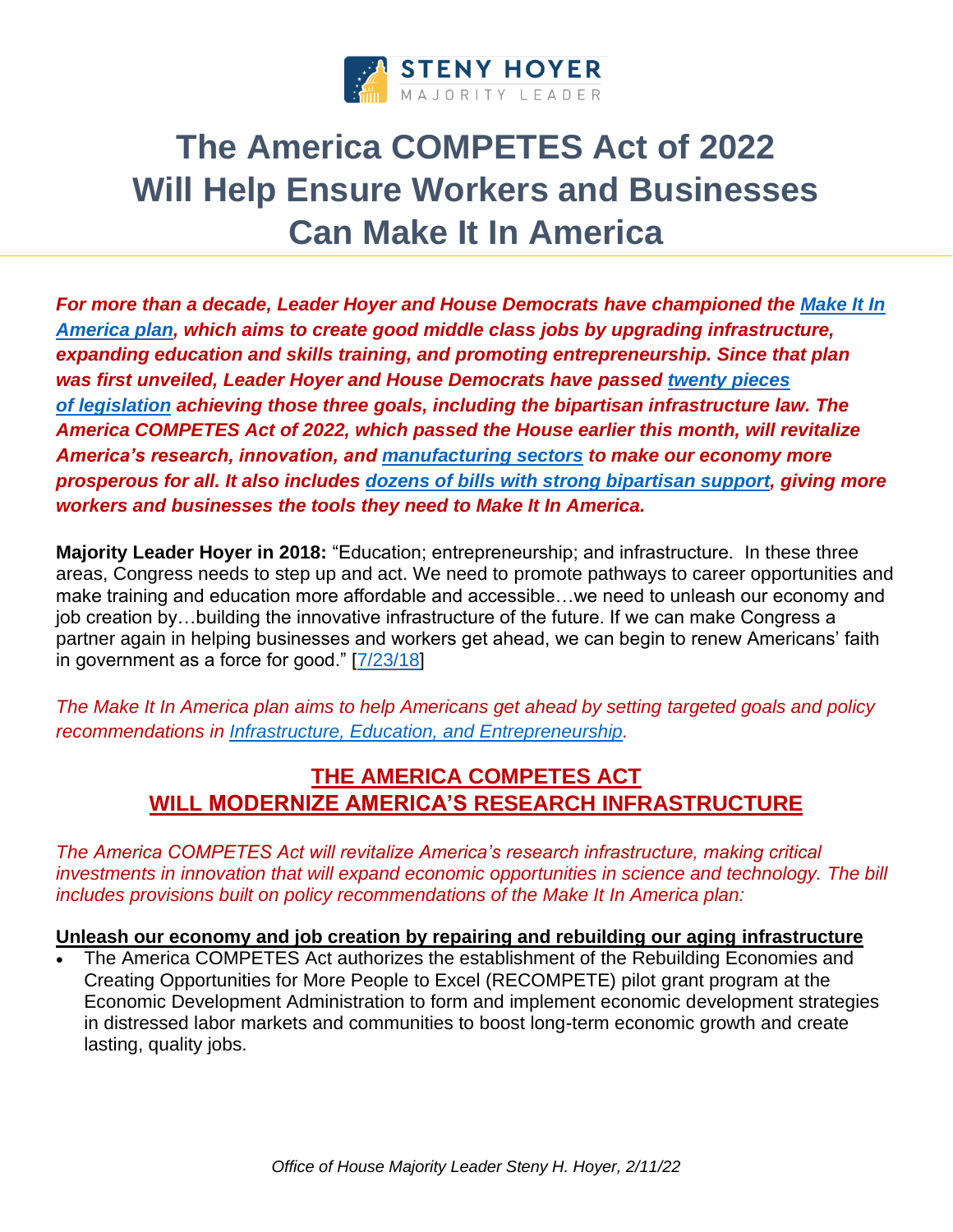STENY HOYER
MAJORITY LEADER

# The America COMPETES Act of 2022 Will Help Ensure Workers and Businesses Can Make It In America

***For more than a decade, Leader Hoyer and House Democrats have championed the Make It In America plan, which aims to create good middle class jobs by upgrading infrastructure, expanding education and skills training, and promoting entrepreneurship. Since that plan was first unveiled, Leader Hoyer and House Democrats have passed twenty pieces of legislation achieving those three goals, including the bipartisan infrastructure law. The America COMPETES Act of 2022, which passed the House earlier this month, will revitalize America's research, innovation, and manufacturing sectors to make our economy more prosperous for all. It also includes dozens of bills with strong bipartisan support, giving more workers and businesses the tools they need to Make It In America.***

**Majority Leader Hoyer in 2018:** "Education; entrepreneurship; and infrastructure. In these three areas, Congress needs to step up and act. We need to promote pathways to career opportunities and make training and education more affordable and accessible…we need to unleash our economy and job creation by…building the innovative infrastructure of the future. If we can make Congress a partner again in helping businesses and workers get ahead, we can begin to renew Americans' faith in government as a force for good." [7/23/18]

*The Make It In America plan aims to help Americans get ahead by setting targeted goals and policy recommendations in Infrastructure, Education, and Entrepreneurship.*

## THE AMERICA COMPETES ACT WILL MODERNIZE AMERICA'S RESEARCH INFRASTRUCTURE

*The America COMPETES Act will revitalize America's research infrastructure, making critical investments in innovation that will expand economic opportunities in science and technology. The bill includes provisions built on policy recommendations of the Make It In America plan:*

**Unleash our economy and job creation by repairing and rebuilding our aging infrastructure**

- The America COMPETES Act authorizes the establishment of the Rebuilding Economies and Creating Opportunities for More People to Excel (RECOMPETE) pilot grant program at the Economic Development Administration to form and implement economic development strategies in distressed labor markets and communities to boost long-term economic growth and create lasting, quality jobs.

*Office of House Majority Leader Steny H. Hoyer, 2/11/22*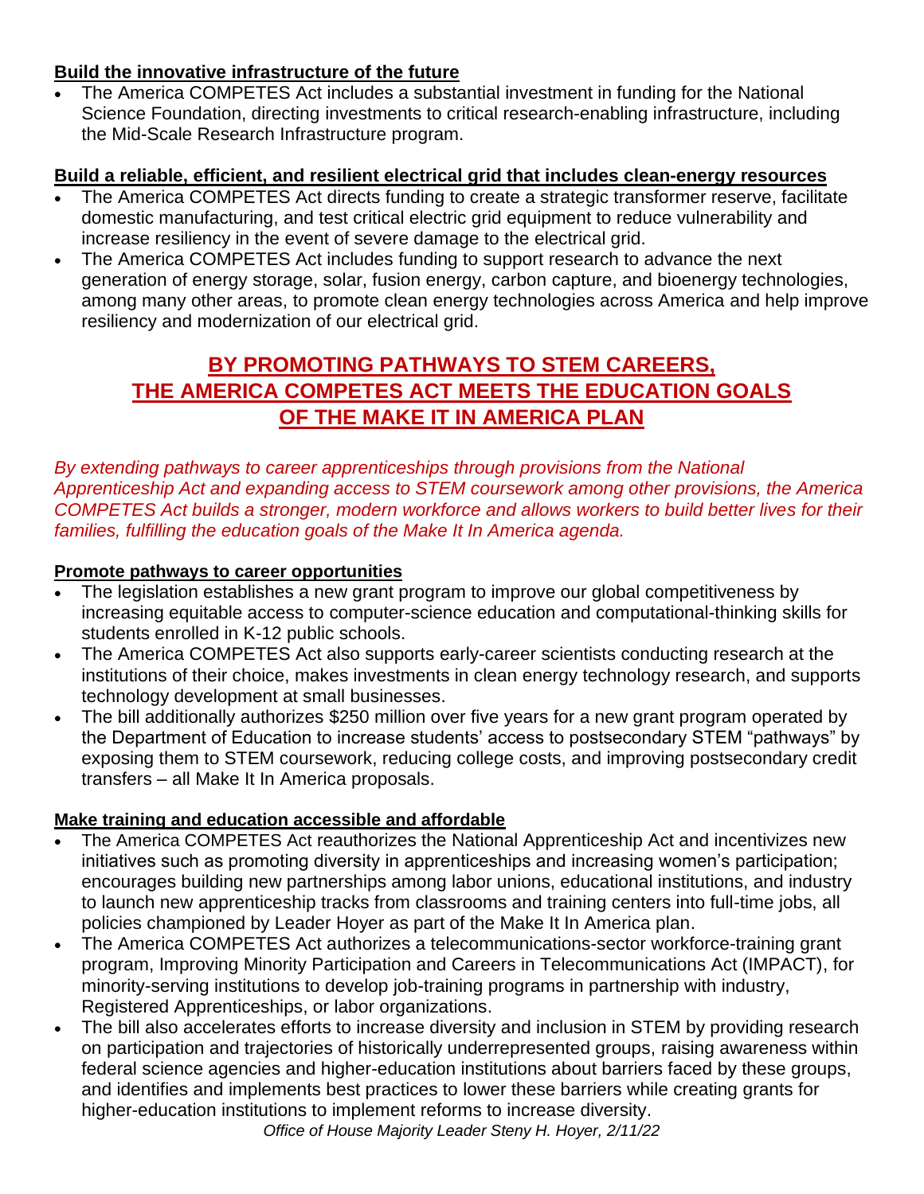**Build the innovative infrastructure of the future**

- The America COMPETES Act includes a substantial investment in funding for the National Science Foundation, directing investments to critical research-enabling infrastructure, including the Mid-Scale Research Infrastructure program.

**Build a reliable, efficient, and resilient electrical grid that includes clean-energy resources**

- The America COMPETES Act directs funding to create a strategic transformer reserve, facilitate domestic manufacturing, and test critical electric grid equipment to reduce vulnerability and increase resiliency in the event of severe damage to the electrical grid.
- The America COMPETES Act includes funding to support research to advance the next generation of energy storage, solar, fusion energy, carbon capture, and bioenergy technologies, among many other areas, to promote clean energy technologies across America and help improve resiliency and modernization of our electrical grid.

## BY PROMOTING PATHWAYS TO STEM CAREERS, THE AMERICA COMPETES ACT MEETS THE EDUCATION GOALS OF THE MAKE IT IN AMERICA PLAN

*By extending pathways to career apprenticeships through provisions from the National Apprenticeship Act and expanding access to STEM coursework among other provisions, the America COMPETES Act builds a stronger, modern workforce and allows workers to build better lives for their families, fulfilling the education goals of the Make It In America agenda.*

**Promote pathways to career opportunities**

- The legislation establishes a new grant program to improve our global competitiveness by increasing equitable access to computer-science education and computational-thinking skills for students enrolled in K-12 public schools.
- The America COMPETES Act also supports early-career scientists conducting research at the institutions of their choice, makes investments in clean energy technology research, and supports technology development at small businesses.
- The bill additionally authorizes $250 million over five years for a new grant program operated by the Department of Education to increase students' access to postsecondary STEM "pathways" by exposing them to STEM coursework, reducing college costs, and improving postsecondary credit transfers – all Make It In America proposals.

**Make training and education accessible and affordable**

- The America COMPETES Act reauthorizes the National Apprenticeship Act and incentivizes new initiatives such as promoting diversity in apprenticeships and increasing women's participation; encourages building new partnerships among labor unions, educational institutions, and industry to launch new apprenticeship tracks from classrooms and training centers into full-time jobs, all policies championed by Leader Hoyer as part of the Make It In America plan.
- The America COMPETES Act authorizes a telecommunications-sector workforce-training grant program, Improving Minority Participation and Careers in Telecommunications Act (IMPACT), for minority-serving institutions to develop job-training programs in partnership with industry, Registered Apprenticeships, or labor organizations.
- The bill also accelerates efforts to increase diversity and inclusion in STEM by providing research on participation and trajectories of historically underrepresented groups, raising awareness within federal science agencies and higher-education institutions about barriers faced by these groups, and identifies and implements best practices to lower these barriers while creating grants for higher-education institutions to implement reforms to increase diversity.

*Office of House Majority Leader Steny H. Hoyer, 2/11/22*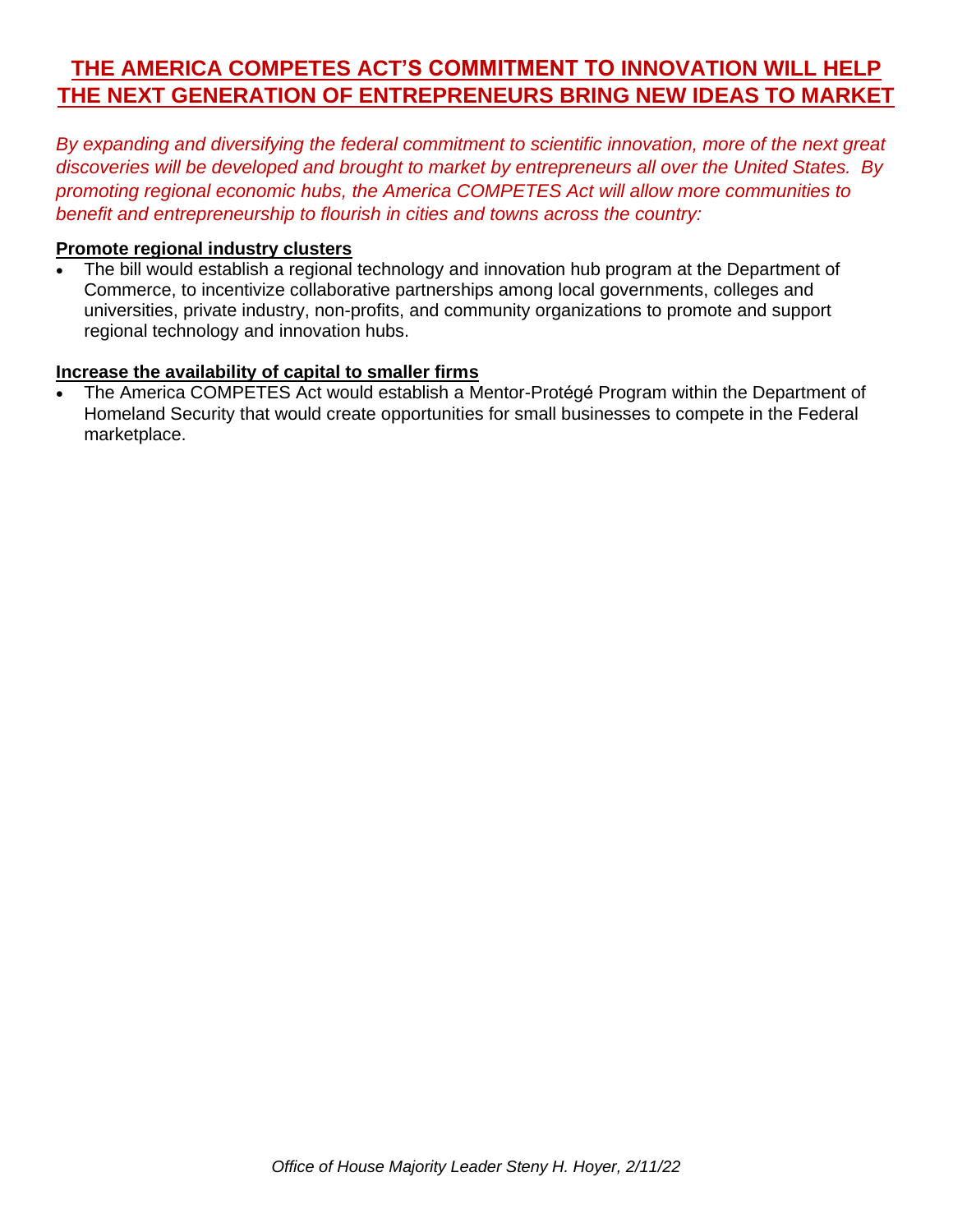# THE AMERICA COMPETES ACT'S COMMITMENT TO INNOVATION WILL HELP THE NEXT GENERATION OF ENTREPRENEURS BRING NEW IDEAS TO MARKET

*By expanding and diversifying the federal commitment to scientific innovation, more of the next great discoveries will be developed and brought to market by entrepreneurs all over the United States. By promoting regional economic hubs, the America COMPETES Act will allow more communities to benefit and entrepreneurship to flourish in cities and towns across the country:*

**Promote regional industry clusters**

- The bill would establish a regional technology and innovation hub program at the Department of Commerce, to incentivize collaborative partnerships among local governments, colleges and universities, private industry, non-profits, and community organizations to promote and support regional technology and innovation hubs.

**Increase the availability of capital to smaller firms**

- The America COMPETES Act would establish a Mentor-Protégé Program within the Department of Homeland Security that would create opportunities for small businesses to compete in the Federal marketplace.

*Office of House Majority Leader Steny H. Hoyer, 2/11/22*